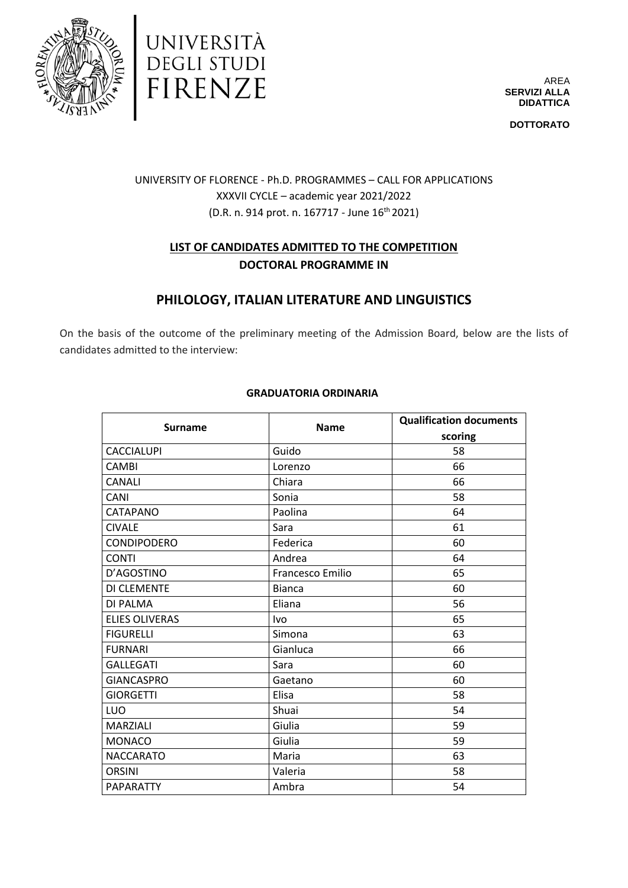UNIVERSITÀ DEGLI STUDI FIRENZE

AREA **SERVIZI ALLA DIDATTICA**

**DOTTORATO**

UNIVERSITY OF FLORENCE - Ph.D. PROGRAMMES – CALL FOR APPLICATIONS
XXXVII CYCLE – academic year 2021/2022
(D.R. n. 914 prot. n. 167717 - June 16th 2021)

**LIST OF CANDIDATES ADMITTED TO THE COMPETITION**
**DOCTORAL PROGRAMME IN**

## PHILOLOGY, ITALIAN LITERATURE AND LINGUISTICS

On the basis of the outcome of the preliminary meeting of the Admission Board, below are the lists of candidates admitted to the interview:

**GRADUATORIA ORDINARIA**

| Surname | Name | Qualification documents scoring |
|---|---|---|
| CACCIALUPI | Guido | 58 |
| CAMBI | Lorenzo | 66 |
| CANALI | Chiara | 66 |
| CANI | Sonia | 58 |
| CATAPANO | Paolina | 64 |
| CIVALE | Sara | 61 |
| CONDIPODERO | Federica | 60 |
| CONTI | Andrea | 64 |
| D'AGOSTINO | Francesco Emilio | 65 |
| DI CLEMENTE | Bianca | 60 |
| DI PALMA | Eliana | 56 |
| ELIES OLIVERAS | Ivo | 65 |
| FIGURELLI | Simona | 63 |
| FURNARI | Gianluca | 66 |
| GALLEGATI | Sara | 60 |
| GIANCASPRO | Gaetano | 60 |
| GIORGETTI | Elisa | 58 |
| LUO | Shuai | 54 |
| MARZIALI | Giulia | 59 |
| MONACO | Giulia | 59 |
| NACCARATO | Maria | 63 |
| ORSINI | Valeria | 58 |
| PAPARATTY | Ambra | 54 |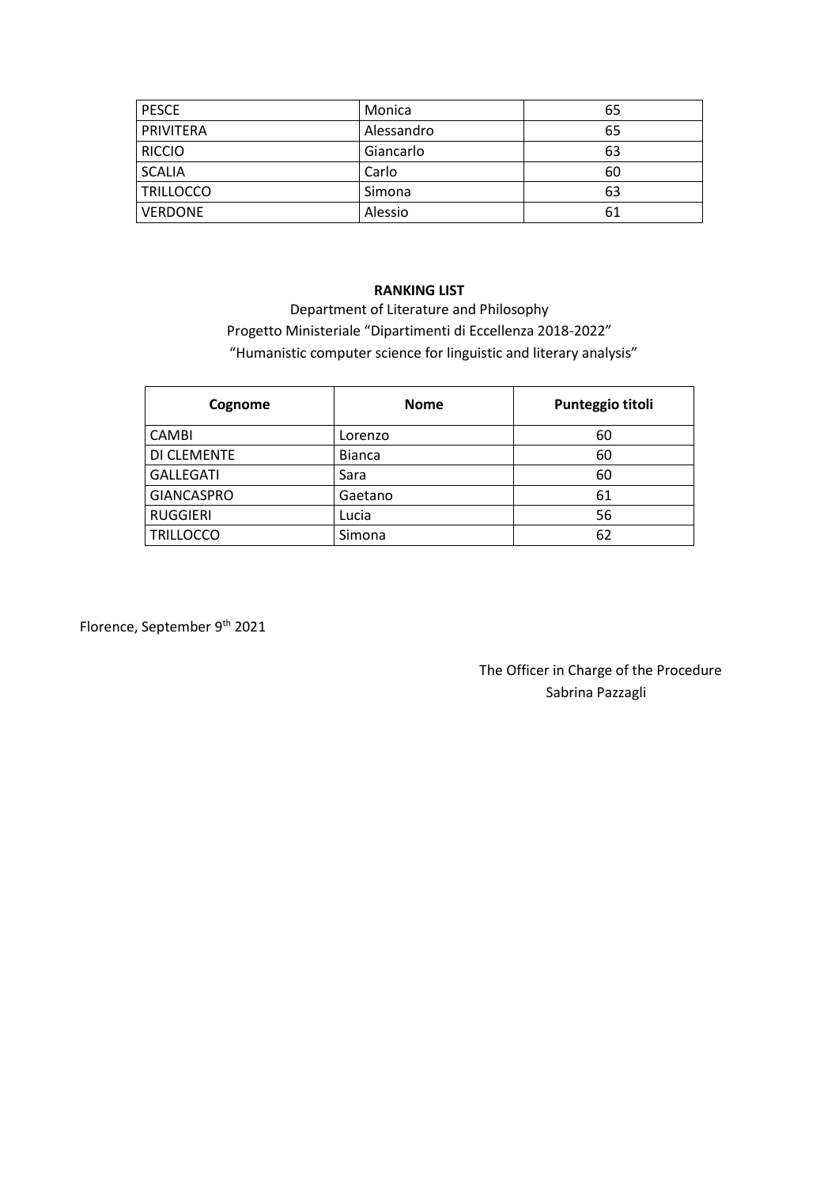| | | |
|---|---|---|
| PESCE | Monica | 65 |
| PRIVITERA | Alessandro | 65 |
| RICCIO | Giancarlo | 63 |
| SCALIA | Carlo | 60 |
| TRILLOCCO | Simona | 63 |
| VERDONE | Alessio | 61 |

**RANKING LIST**

Department of Literature and Philosophy

Progetto Ministeriale "Dipartimenti di Eccellenza 2018-2022"

"Humanistic computer science for linguistic and literary analysis"

| Cognome | Nome | Punteggio titoli |
|---|---|---|
| CAMBI | Lorenzo | 60 |
| DI CLEMENTE | Bianca | 60 |
| GALLEGATI | Sara | 60 |
| GIANCASPRO | Gaetano | 61 |
| RUGGIERI | Lucia | 56 |
| TRILLOCCO | Simona | 62 |

Florence, September 9th 2021

The Officer in Charge of the Procedure

Sabrina Pazzagli